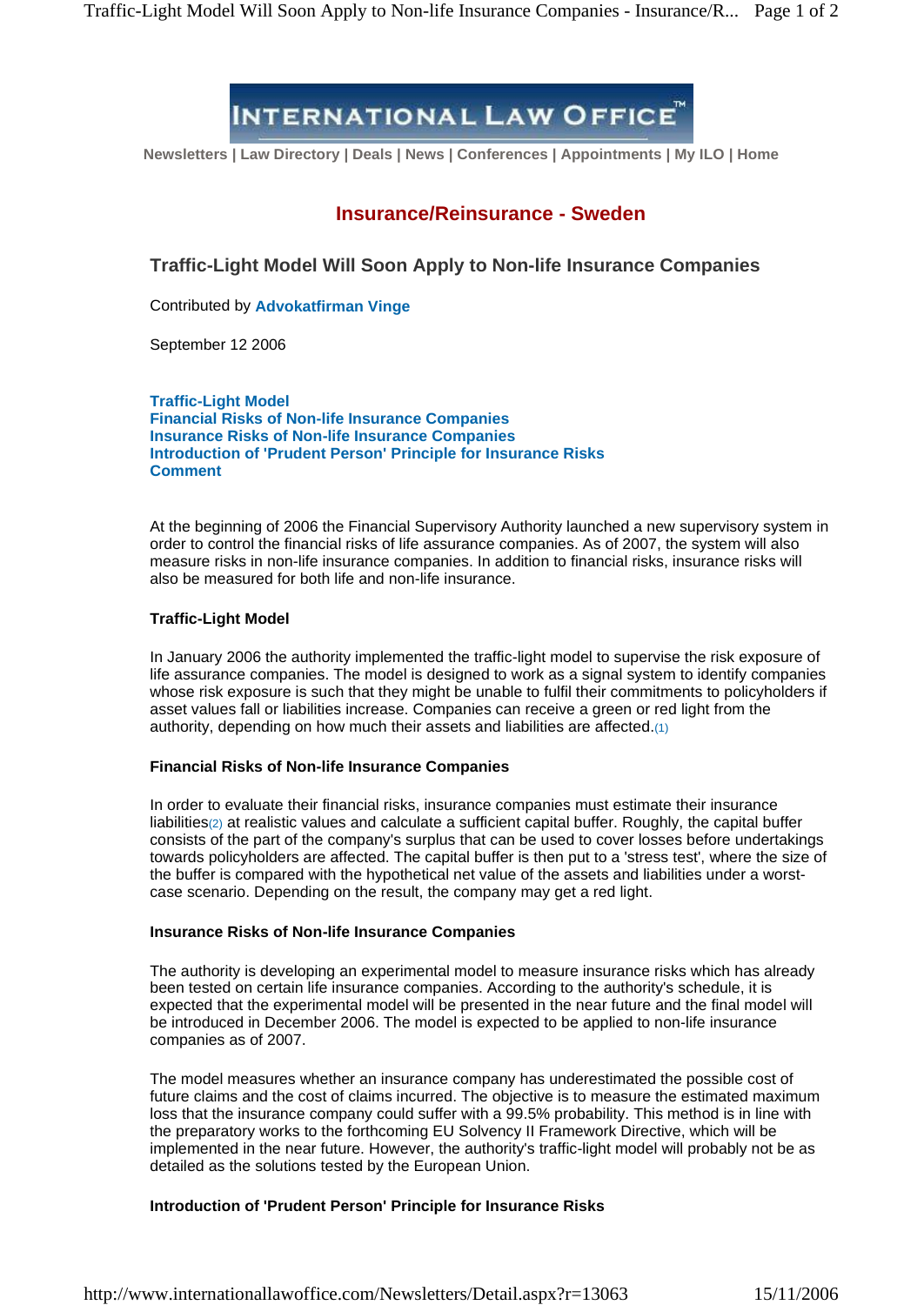INTERNATIONAL LAW OFFICE™

Newsletters | Law Directory | Deals | News | Conferences | Appointments | My ILO | Home

## Insurance/Reinsurance - Sweden

# Traffic-Light Model Will Soon Apply to Non-life Insurance Companies

Contributed by **Advokatfirman Vinge**

September 12 2006

**Traffic-Light Model**
**Financial Risks of Non-life Insurance Companies**
**Insurance Risks of Non-life Insurance Companies**
**Introduction of 'Prudent Person' Principle for Insurance Risks**
**Comment**

At the beginning of 2006 the Financial Supervisory Authority launched a new supervisory system in order to control the financial risks of life assurance companies. As of 2007, the system will also measure risks in non-life insurance companies. In addition to financial risks, insurance risks will also be measured for both life and non-life insurance.

### Traffic-Light Model

In January 2006 the authority implemented the traffic-light model to supervise the risk exposure of life assurance companies. The model is designed to work as a signal system to identify companies whose risk exposure is such that they might be unable to fulfil their commitments to policyholders if asset values fall or liabilities increase. Companies can receive a green or red light from the authority, depending on how much their assets and liabilities are affected.(1)

### Financial Risks of Non-life Insurance Companies

In order to evaluate their financial risks, insurance companies must estimate their insurance liabilities(2) at realistic values and calculate a sufficient capital buffer. Roughly, the capital buffer consists of the part of the company's surplus that can be used to cover losses before undertakings towards policyholders are affected. The capital buffer is then put to a 'stress test', where the size of the buffer is compared with the hypothetical net value of the assets and liabilities under a worst-case scenario. Depending on the result, the company may get a red light.

### Insurance Risks of Non-life Insurance Companies

The authority is developing an experimental model to measure insurance risks which has already been tested on certain life insurance companies. According to the authority's schedule, it is expected that the experimental model will be presented in the near future and the final model will be introduced in December 2006. The model is expected to be applied to non-life insurance companies as of 2007.

The model measures whether an insurance company has underestimated the possible cost of future claims and the cost of claims incurred. The objective is to measure the estimated maximum loss that the insurance company could suffer with a 99.5% probability. This method is in line with the preparatory works to the forthcoming EU Solvency II Framework Directive, which will be implemented in the near future. However, the authority's traffic-light model will probably not be as detailed as the solutions tested by the European Union.

### Introduction of 'Prudent Person' Principle for Insurance Risks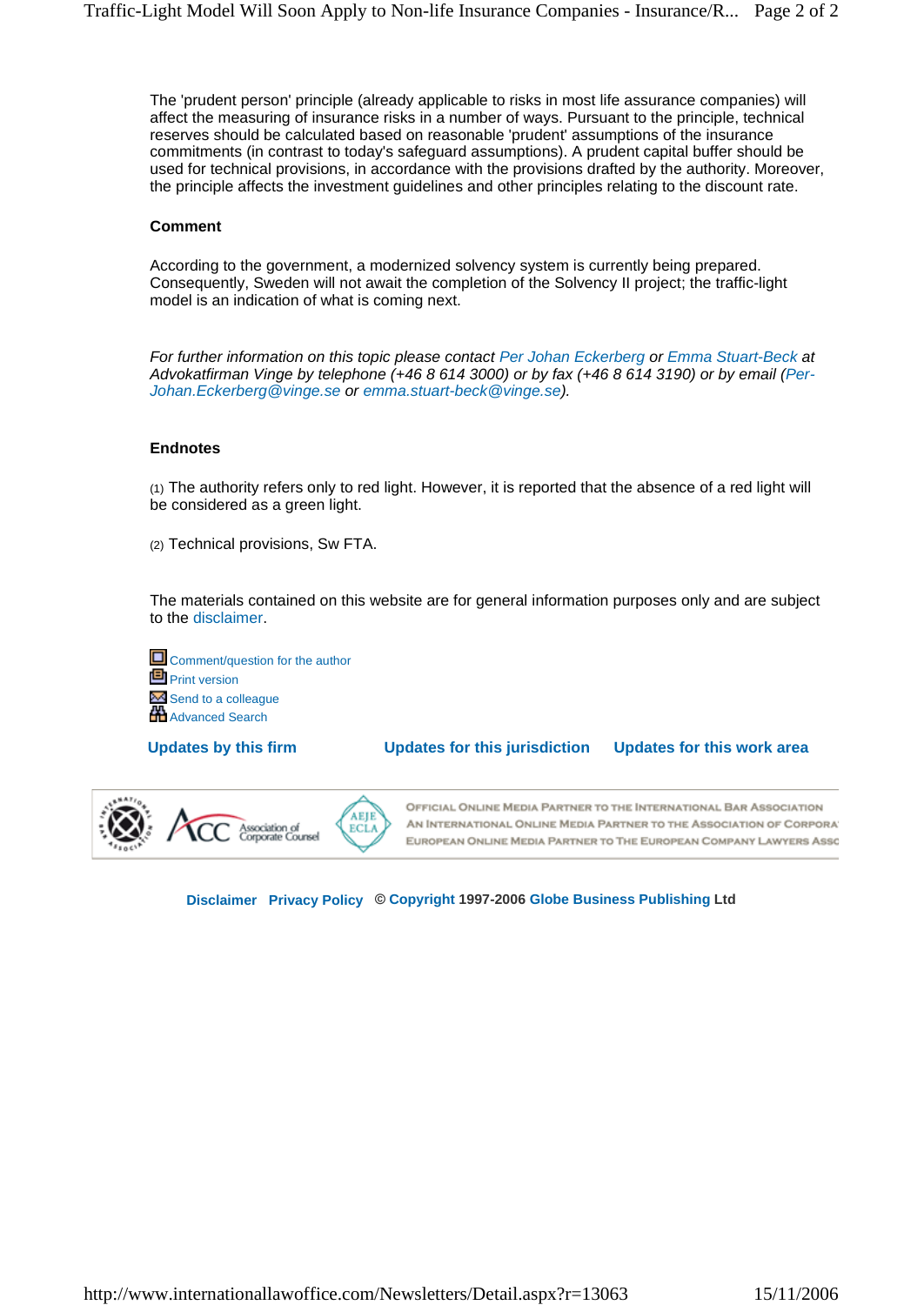The 'prudent person' principle (already applicable to risks in most life assurance companies) will affect the measuring of insurance risks in a number of ways. Pursuant to the principle, technical reserves should be calculated based on reasonable 'prudent' assumptions of the insurance commitments (in contrast to today's safeguard assumptions). A prudent capital buffer should be used for technical provisions, in accordance with the provisions drafted by the authority. Moreover, the principle affects the investment guidelines and other principles relating to the discount rate.

**Comment**

According to the government, a modernized solvency system is currently being prepared. Consequently, Sweden will not await the completion of the Solvency II project; the traffic-light model is an indication of what is coming next.

*For further information on this topic please contact Per Johan Eckerberg or Emma Stuart-Beck at Advokatfirman Vinge by telephone (+46 8 614 3000) or by fax (+46 8 614 3190) or by email (Per-Johan.Eckerberg@vinge.se or emma.stuart-beck@vinge.se).*

**Endnotes**

(1) The authority refers only to red light. However, it is reported that the absence of a red light will be considered as a green light.

(2) Technical provisions, Sw FTA.

The materials contained on this website are for general information purposes only and are subject to the disclaimer.

Comment/question for the author
Print version
Send to a colleague
Advanced Search

**Updates by this firm** **Updates for this jurisdiction** **Updates for this work area**

Official Online Media Partner to the International Bar Association
An International Online Media Partner to the Association of Corpora
European Online Media Partner to the European Company Lawyers Asso

**Disclaimer** **Privacy Policy** © **Copyright** 1997-2006 **Globe Business Publishing** Ltd